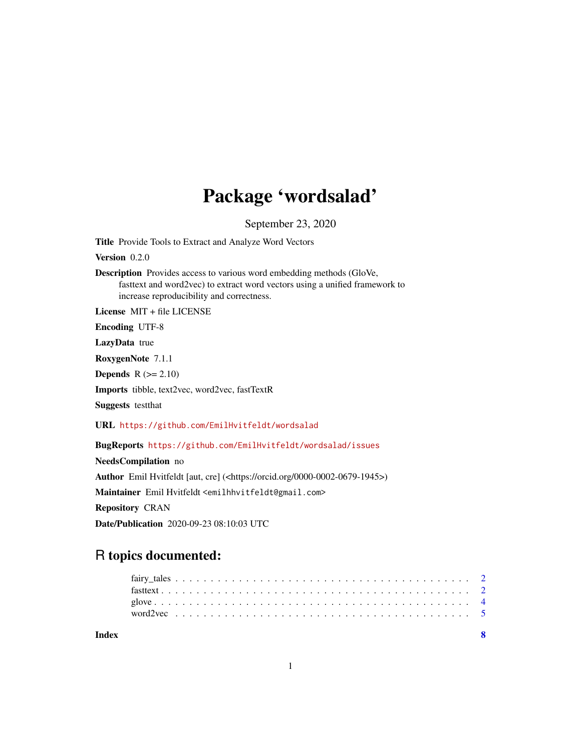# Package 'wordsalad'

September 23, 2020

**Title** Provide Tools to Extract and Analyze Word Vectors

**Version** 0.2.0

**Description** Provides access to various word embedding methods (GloVe, fasttext and word2vec) to extract word vectors using a unified framework to increase reproducibility and correctness.

**License** MIT + file LICENSE

**Encoding** UTF-8

**LazyData** true

**RoxygenNote** 7.1.1

**Depends** R (>= 2.10)

**Imports** tibble, text2vec, word2vec, fastTextR

**Suggests** testthat

**URL** https://github.com/EmilHvitfeldt/wordsalad

**BugReports** https://github.com/EmilHvitfeldt/wordsalad/issues

**NeedsCompilation** no

**Author** Emil Hvitfeldt [aut, cre] (<https://orcid.org/0000-0002-0679-1945>)

**Maintainer** Emil Hvitfeldt <emilhhvitfeldt@gmail.com>

**Repository** CRAN

**Date/Publication** 2020-09-23 08:10:03 UTC

## R topics documented:

- fairy_tales . . . . . . . . . . 2
- fasttext . . . . . . . . . . 2
- glove . . . . . . . . . . 4
- word2vec . . . . . . . . . . 5

**Index** 8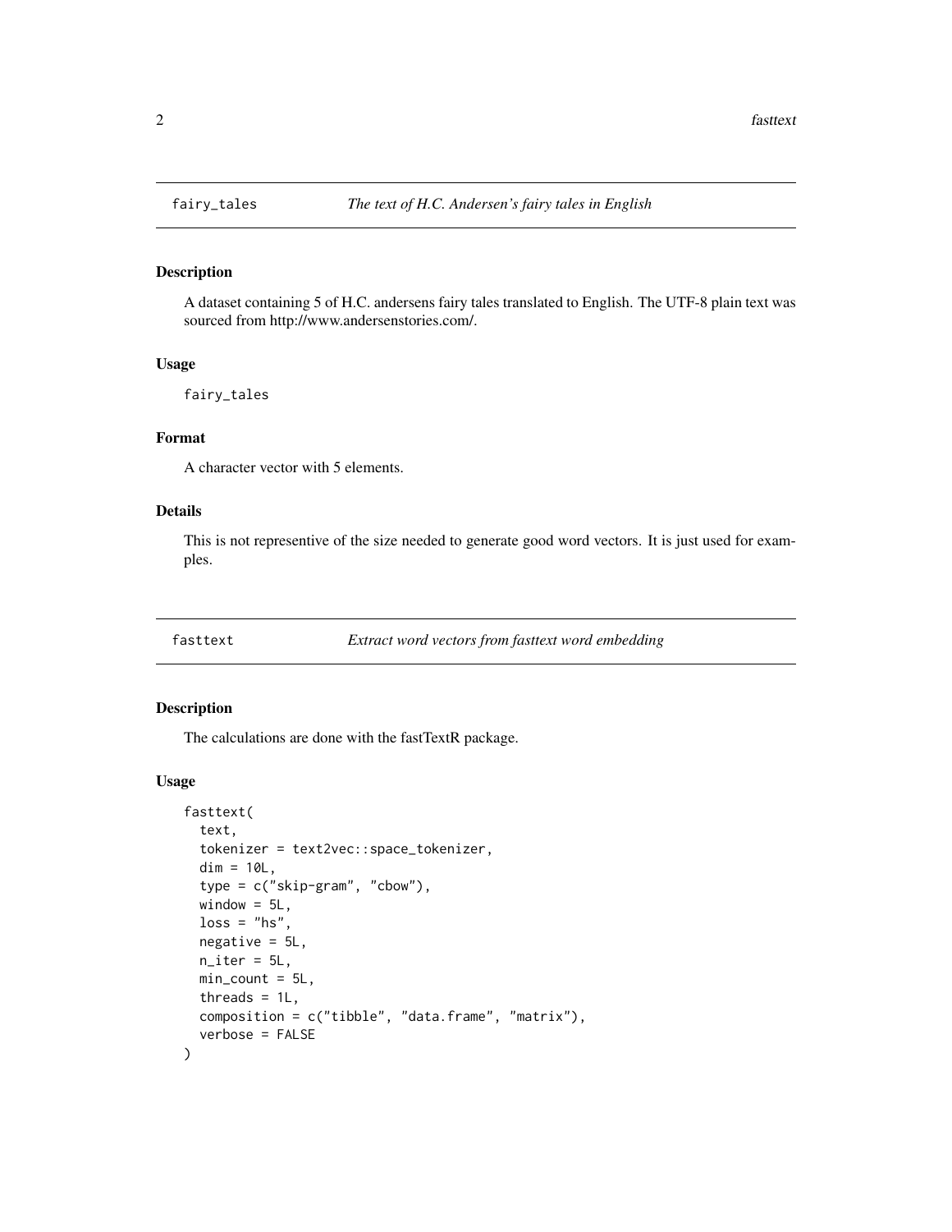## fairy_tales *The text of H.C. Andersen's fairy tales in English*

### Description

A dataset containing 5 of H.C. andersens fairy tales translated to English. The UTF-8 plain text was sourced from http://www.andersenstories.com/.

### Usage

```
fairy_tales
```

### Format

A character vector with 5 elements.

### Details

This is not representive of the size needed to generate good word vectors. It is just used for examples.

## fasttext *Extract word vectors from fasttext word embedding*

### Description

The calculations are done with the fastTextR package.

### Usage

```
fasttext(
  text,
  tokenizer = text2vec::space_tokenizer,
  dim = 10L,
  type = c("skip-gram", "cbow"),
  window = 5L,
  loss = "hs",
  negative = 5L,
  n_iter = 5L,
  min_count = 5L,
  threads = 1L,
  composition = c("tibble", "data.frame", "matrix"),
  verbose = FALSE
)
```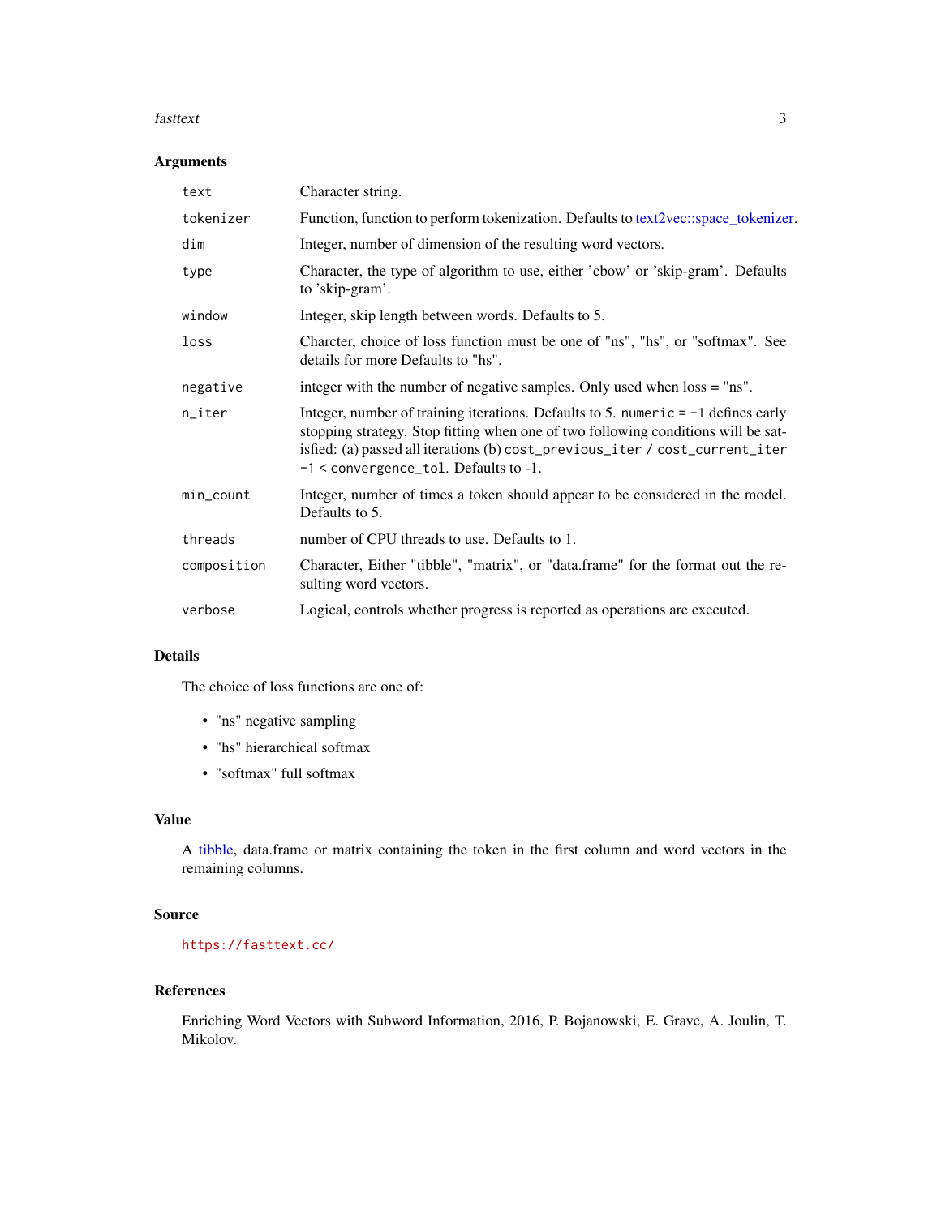## Arguments

| | |
|---|---|
| `text` | Character string. |
| `tokenizer` | Function, function to perform tokenization. Defaults to text2vec::space_tokenizer. |
| `dim` | Integer, number of dimension of the resulting word vectors. |
| `type` | Character, the type of algorithm to use, either 'cbow' or 'skip-gram'. Defaults to 'skip-gram'. |
| `window` | Integer, skip length between words. Defaults to 5. |
| `loss` | Charcter, choice of loss function must be one of "ns", "hs", or "softmax". See details for more Defaults to "hs". |
| `negative` | integer with the number of negative samples. Only used when loss = "ns". |
| `n_iter` | Integer, number of training iterations. Defaults to 5. `numeric = -1` defines early stopping strategy. Stop fitting when one of two following conditions will be satisfied: (a) passed all iterations (b) `cost_previous_iter / cost_current_iter -1 < convergence_tol`. Defaults to -1. |
| `min_count` | Integer, number of times a token should appear to be considered in the model. Defaults to 5. |
| `threads` | number of CPU threads to use. Defaults to 1. |
| `composition` | Character, Either "tibble", "matrix", or "data.frame" for the format out the resulting word vectors. |
| `verbose` | Logical, controls whether progress is reported as operations are executed. |

## Details

The choice of loss functions are one of:

- "ns" negative sampling
- "hs" hierarchical softmax
- "softmax" full softmax

## Value

A tibble, data.frame or matrix containing the token in the first column and word vectors in the remaining columns.

## Source

https://fasttext.cc/

## References

Enriching Word Vectors with Subword Information, 2016, P. Bojanowski, E. Grave, A. Joulin, T. Mikolov.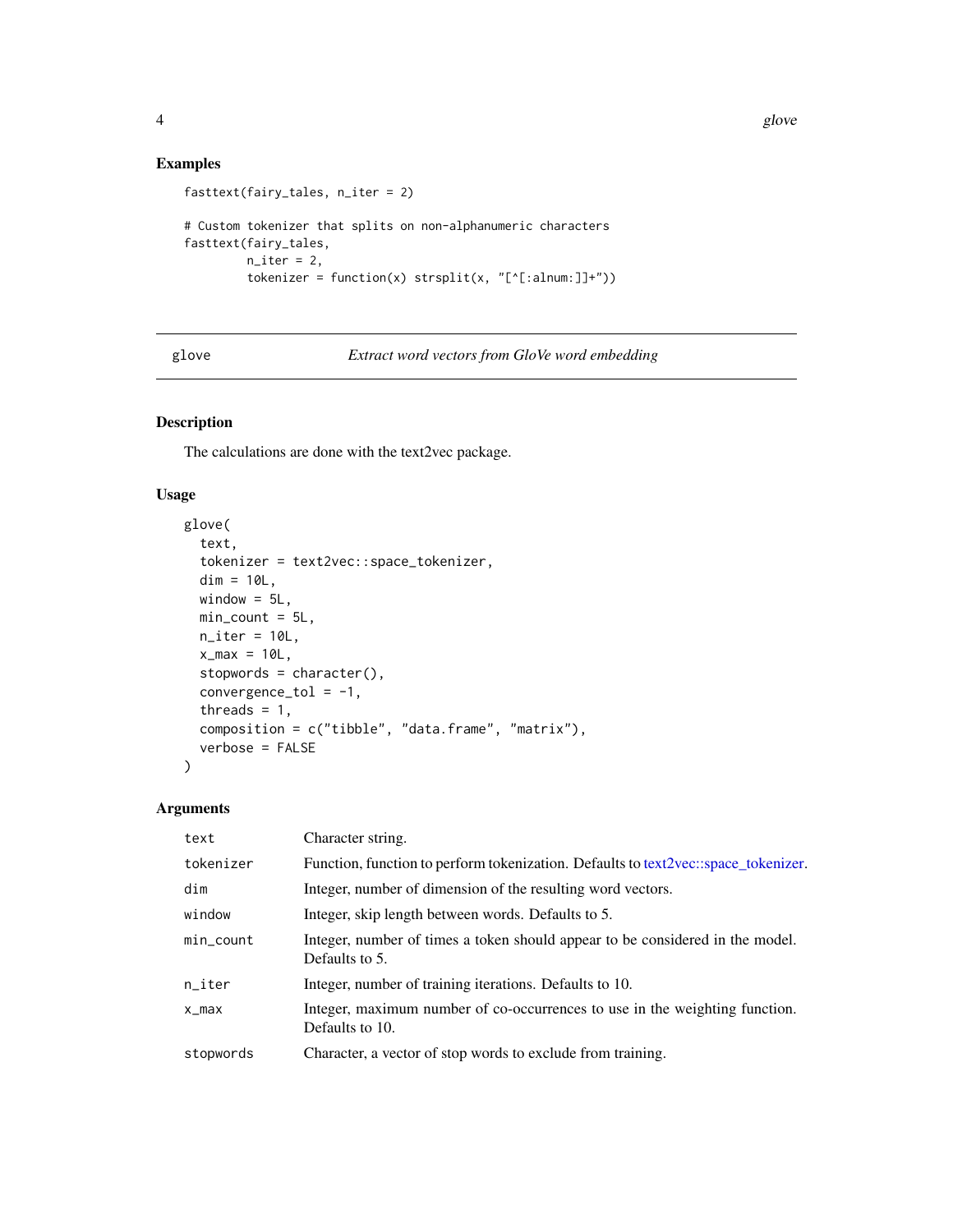## Examples

```
fasttext(fairy_tales, n_iter = 2)

# Custom tokenizer that splits on non-alphanumeric characters
fasttext(fairy_tales,
         n_iter = 2,
         tokenizer = function(x) strsplit(x, "[^[:alnum:]]+"))
```

---

## glove — *Extract word vectors from GloVe word embedding*

---

### Description

The calculations are done with the text2vec package.

### Usage

```
glove(
  text,
  tokenizer = text2vec::space_tokenizer,
  dim = 10L,
  window = 5L,
  min_count = 5L,
  n_iter = 10L,
  x_max = 10L,
  stopwords = character(),
  convergence_tol = -1,
  threads = 1,
  composition = c("tibble", "data.frame", "matrix"),
  verbose = FALSE
)
```

### Arguments

| | |
|---|---|
| `text` | Character string. |
| `tokenizer` | Function, function to perform tokenization. Defaults to text2vec::space_tokenizer. |
| `dim` | Integer, number of dimension of the resulting word vectors. |
| `window` | Integer, skip length between words. Defaults to 5. |
| `min_count` | Integer, number of times a token should appear to be considered in the model. Defaults to 5. |
| `n_iter` | Integer, number of training iterations. Defaults to 10. |
| `x_max` | Integer, maximum number of co-occurrences to use in the weighting function. Defaults to 10. |
| `stopwords` | Character, a vector of stop words to exclude from training. |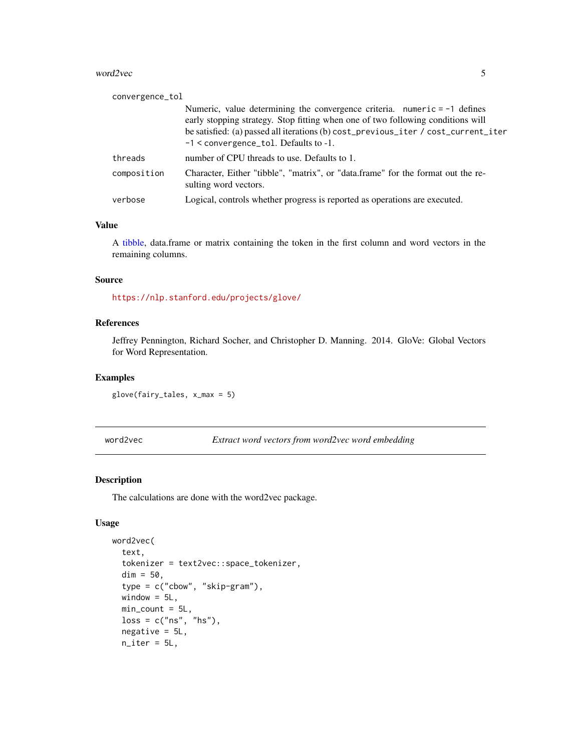convergence_tol
: Numeric, value determining the convergence criteria. `numeric = -1` defines early stopping strategy. Stop fitting when one of two following conditions will be satisfied: (a) passed all iterations (b) `cost_previous_iter / cost_current_iter - 1 < convergence_tol`. Defaults to -1.

threads
: number of CPU threads to use. Defaults to 1.

composition
: Character, Either "tibble", "matrix", or "data.frame" for the format out the resulting word vectors.

verbose
: Logical, controls whether progress is reported as operations are executed.

### Value

A tibble, data.frame or matrix containing the token in the first column and word vectors in the remaining columns.

### Source

https://nlp.stanford.edu/projects/glove/

### References

Jeffrey Pennington, Richard Socher, and Christopher D. Manning. 2014. GloVe: Global Vectors for Word Representation.

### Examples

```
glove(fairy_tales, x_max = 5)
```

---

## word2vec — *Extract word vectors from word2vec word embedding*

### Description

The calculations are done with the word2vec package.

### Usage

```
word2vec(
  text,
  tokenizer = text2vec::space_tokenizer,
  dim = 50,
  type = c("cbow", "skip-gram"),
  window = 5L,
  min_count = 5L,
  loss = c("ns", "hs"),
  negative = 5L,
  n_iter = 5L,
```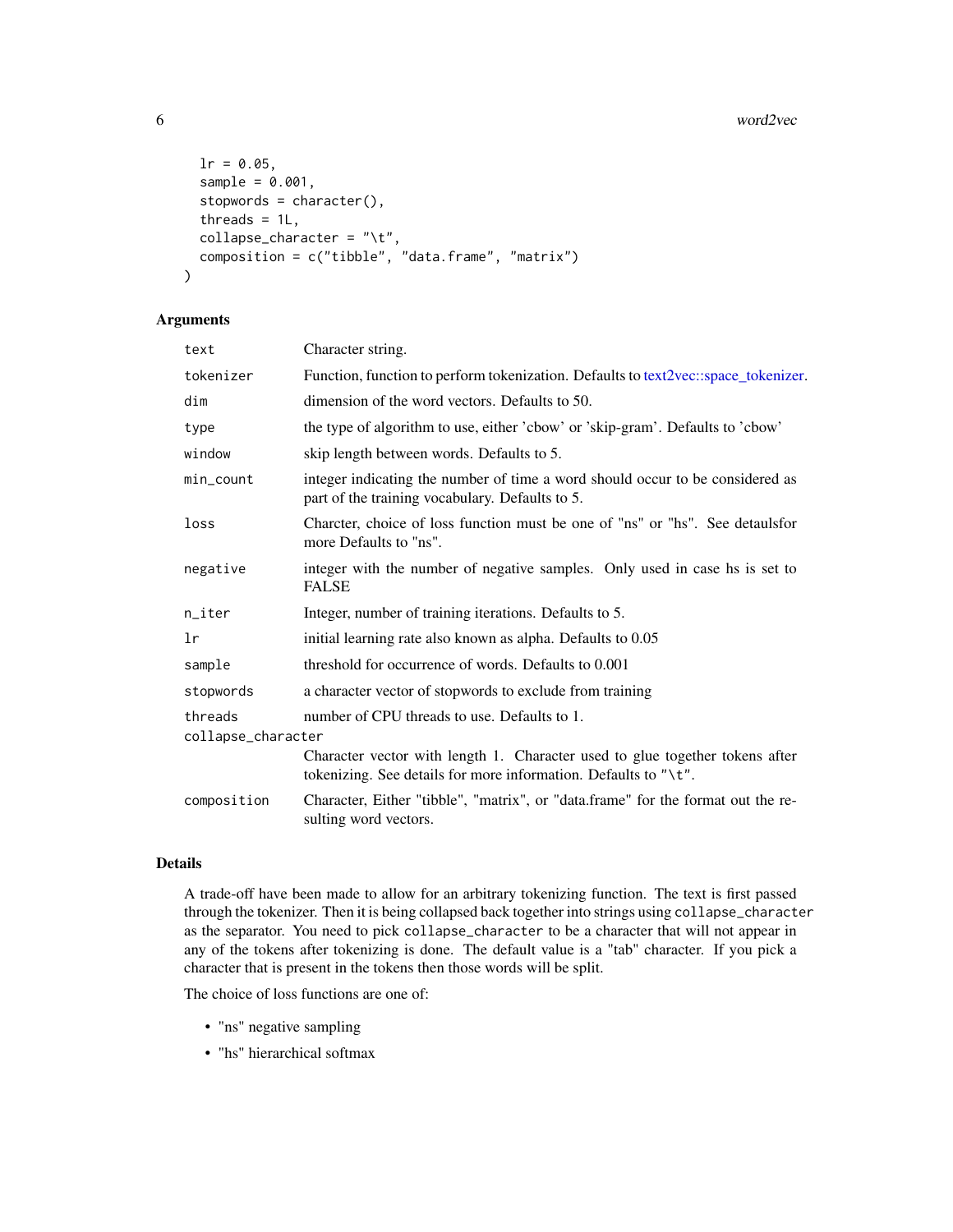```
  lr = 0.05,
  sample = 0.001,
  stopwords = character(),
  threads = 1L,
  collapse_character = "\t",
  composition = c("tibble", "data.frame", "matrix")
)
```

### Arguments

| | |
|---|---|
| `text` | Character string. |
| `tokenizer` | Function, function to perform tokenization. Defaults to text2vec::space_tokenizer. |
| `dim` | dimension of the word vectors. Defaults to 50. |
| `type` | the type of algorithm to use, either 'cbow' or 'skip-gram'. Defaults to 'cbow' |
| `window` | skip length between words. Defaults to 5. |
| `min_count` | integer indicating the number of time a word should occur to be considered as part of the training vocabulary. Defaults to 5. |
| `loss` | Charcter, choice of loss function must be one of "ns" or "hs". See detaulsfor more Defaults to "ns". |
| `negative` | integer with the number of negative samples. Only used in case hs is set to FALSE |
| `n_iter` | Integer, number of training iterations. Defaults to 5. |
| `lr` | initial learning rate also known as alpha. Defaults to 0.05 |
| `sample` | threshold for occurrence of words. Defaults to 0.001 |
| `stopwords` | a character vector of stopwords to exclude from training |
| `threads` | number of CPU threads to use. Defaults to 1. |
| `collapse_character` | Character vector with length 1. Character used to glue together tokens after tokenizing. See details for more information. Defaults to `"\t"`. |
| `composition` | Character, Either "tibble", "matrix", or "data.frame" for the format out the resulting word vectors. |

### Details

A trade-off have been made to allow for an arbitrary tokenizing function. The text is first passed through the tokenizer. Then it is being collapsed back together into strings using `collapse_character` as the separator. You need to pick `collapse_character` to be a character that will not appear in any of the tokens after tokenizing is done. The default value is a "tab" character. If you pick a character that is present in the tokens then those words will be split.

The choice of loss functions are one of:

- "ns" negative sampling
- "hs" hierarchical softmax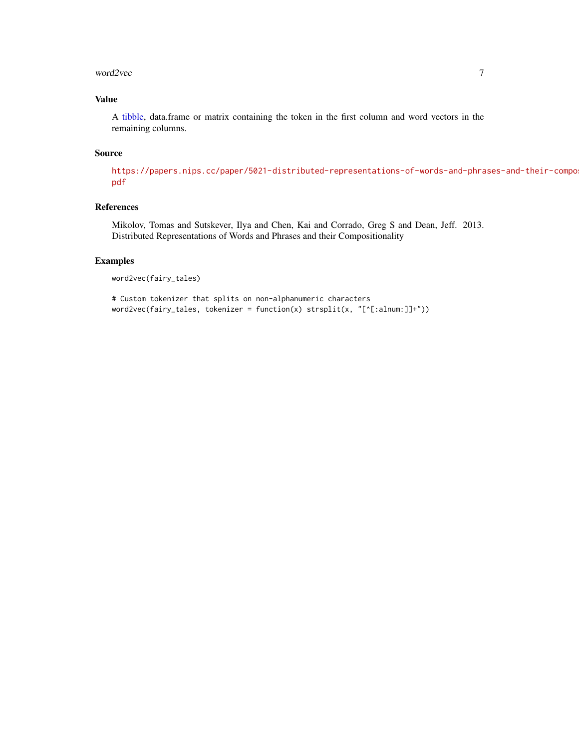## Value

A tibble, data.frame or matrix containing the token in the first column and word vectors in the remaining columns.

## Source

https://papers.nips.cc/paper/5021-distributed-representations-of-words-and-phrases-and-their-compos pdf

## References

Mikolov, Tomas and Sutskever, Ilya and Chen, Kai and Corrado, Greg S and Dean, Jeff. 2013. Distributed Representations of Words and Phrases and their Compositionality

## Examples

```
word2vec(fairy_tales)

# Custom tokenizer that splits on non-alphanumeric characters
word2vec(fairy_tales, tokenizer = function(x) strsplit(x, "[^[:alnum:]]+"))
```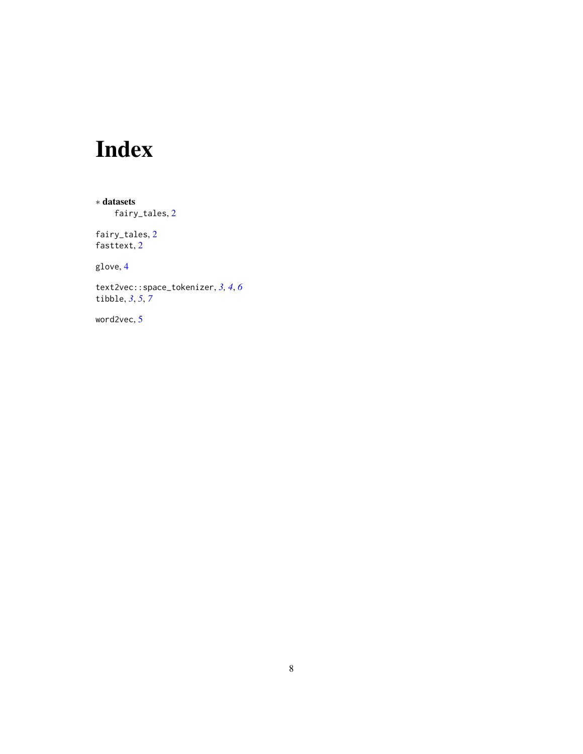# Index

∗ **datasets**
    fairy_tales, 2

fairy_tales, 2
fasttext, 2

glove, 4

text2vec::space_tokenizer, *3, 4*, *6*
tibble, *3*, *5*, *7*

word2vec, 5